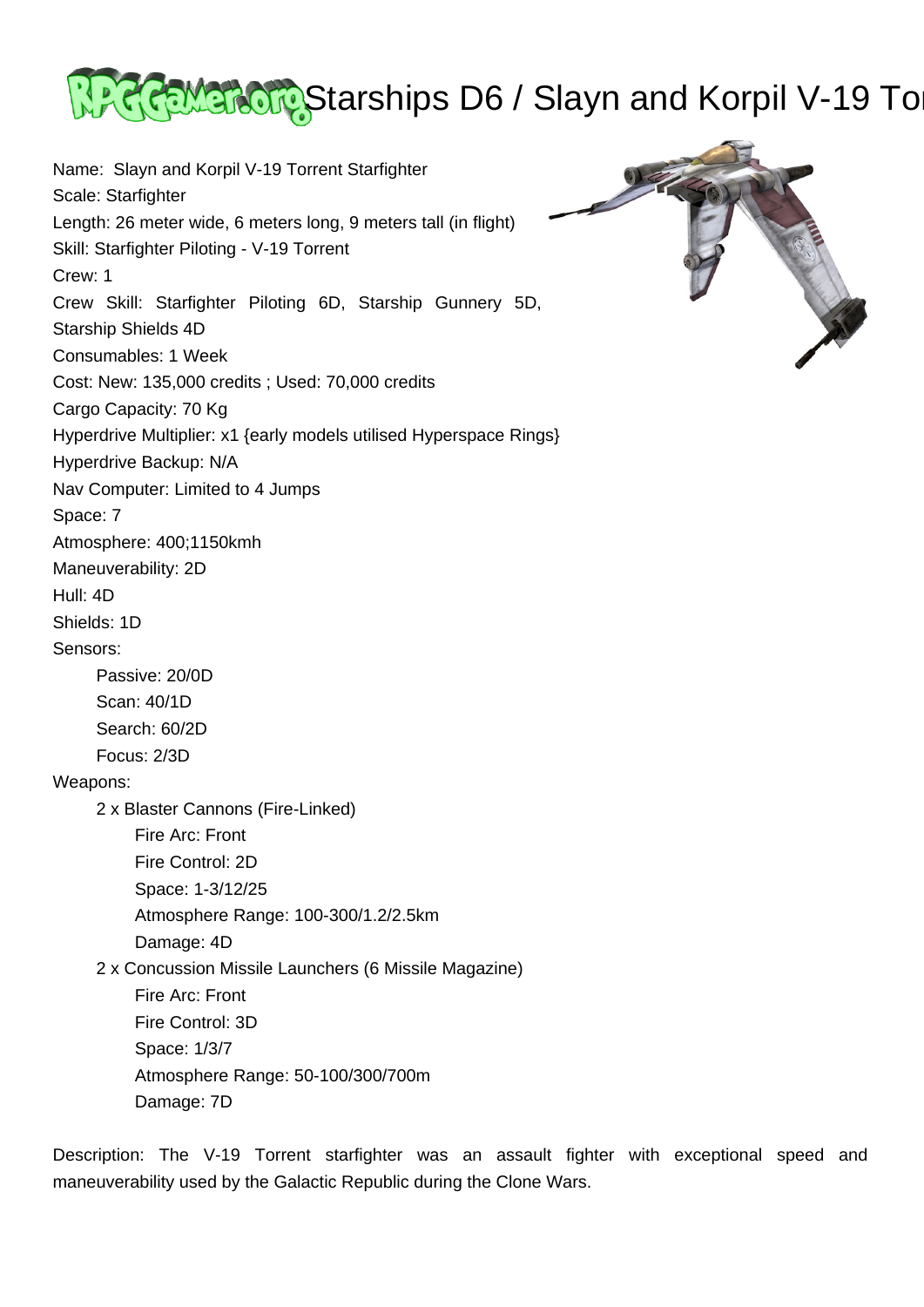# Starships D6 / Slayn and Korpil V-19 Torrent

Name: Slayn and Korpil V-19 Torrent Starfighter
Scale: Starfighter
Length: 26 meter wide, 6 meters long, 9 meters tall (in flight)
Skill: Starfighter Piloting - V-19 Torrent
Crew: 1
Crew Skill: Starfighter Piloting 6D, Starship Gunnery 5D, Starship Shields 4D
Consumables: 1 Week
Cost: New: 135,000 credits ; Used: 70,000 credits
Cargo Capacity: 70 Kg
Hyperdrive Multiplier: x1 {early models utilised Hyperspace Rings}
Hyperdrive Backup: N/A
Nav Computer: Limited to 4 Jumps
Space: 7
Atmosphere: 400;1150kmh
Maneuverability: 2D
Hull: 4D
Shields: 1D
Sensors:

- Passive: 20/0D
- Scan: 40/1D
- Search: 60/2D
- Focus: 2/3D

Weapons:

- 2 x Blaster Cannons (Fire-Linked)
  - Fire Arc: Front
  - Fire Control: 2D
  - Space: 1-3/12/25
  - Atmosphere Range: 100-300/1.2/2.5km
  - Damage: 4D
- 2 x Concussion Missile Launchers (6 Missile Magazine)
  - Fire Arc: Front
  - Fire Control: 3D
  - Space: 1/3/7
  - Atmosphere Range: 50-100/300/700m
  - Damage: 7D

Description: The V-19 Torrent starfighter was an assault fighter with exceptional speed and maneuverability used by the Galactic Republic during the Clone Wars.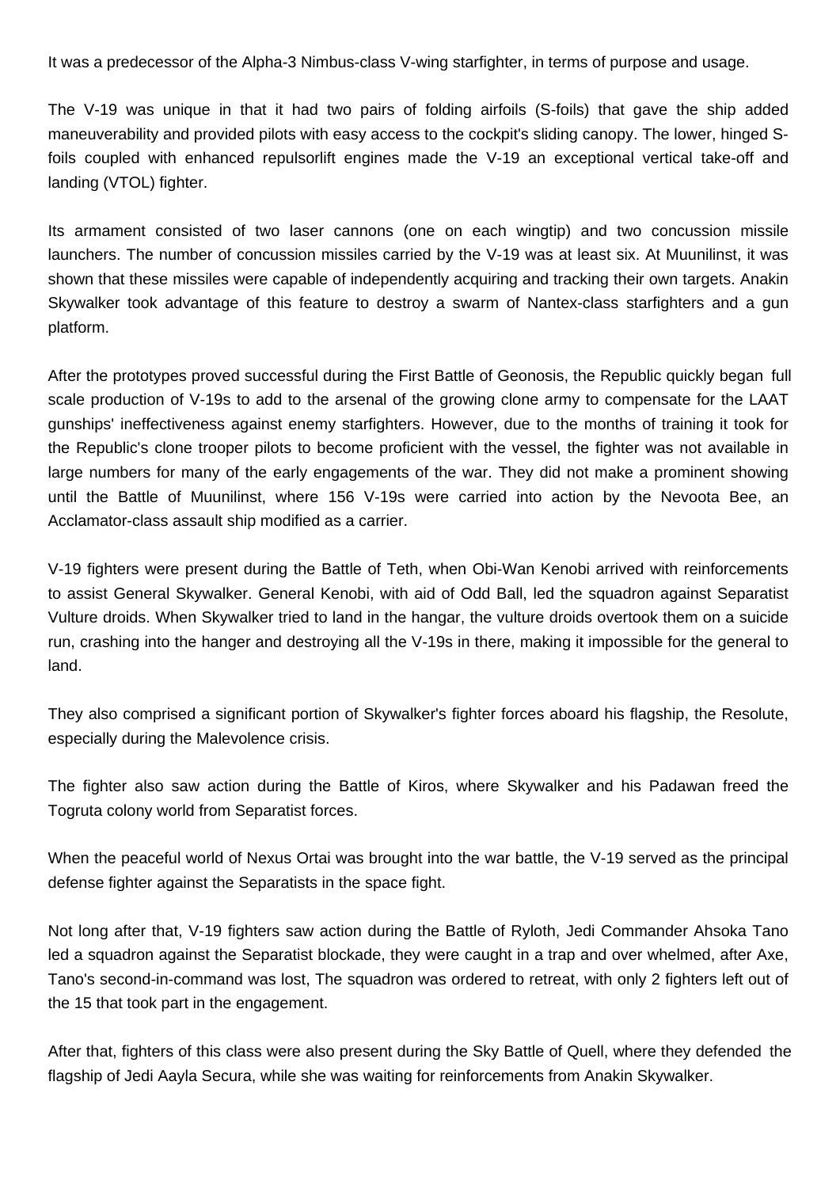It was a predecessor of the Alpha-3 Nimbus-class V-wing starfighter, in terms of purpose and usage.

The V-19 was unique in that it had two pairs of folding airfoils (S-foils) that gave the ship added maneuverability and provided pilots with easy access to the cockpit's sliding canopy. The lower, hinged S-foils coupled with enhanced repulsorlift engines made the V-19 an exceptional vertical take-off and landing (VTOL) fighter.

Its armament consisted of two laser cannons (one on each wingtip) and two concussion missile launchers. The number of concussion missiles carried by the V-19 was at least six. At Muunilinst, it was shown that these missiles were capable of independently acquiring and tracking their own targets. Anakin Skywalker took advantage of this feature to destroy a swarm of Nantex-class starfighters and a gun platform.

After the prototypes proved successful during the First Battle of Geonosis, the Republic quickly began full scale production of V-19s to add to the arsenal of the growing clone army to compensate for the LAAT gunships' ineffectiveness against enemy starfighters. However, due to the months of training it took for the Republic's clone trooper pilots to become proficient with the vessel, the fighter was not available in large numbers for many of the early engagements of the war. They did not make a prominent showing until the Battle of Muunilinst, where 156 V-19s were carried into action by the Nevoota Bee, an Acclamator-class assault ship modified as a carrier.

V-19 fighters were present during the Battle of Teth, when Obi-Wan Kenobi arrived with reinforcements to assist General Skywalker. General Kenobi, with aid of Odd Ball, led the squadron against Separatist Vulture droids. When Skywalker tried to land in the hangar, the vulture droids overtook them on a suicide run, crashing into the hanger and destroying all the V-19s in there, making it impossible for the general to land.

They also comprised a significant portion of Skywalker's fighter forces aboard his flagship, the Resolute, especially during the Malevolence crisis.

The fighter also saw action during the Battle of Kiros, where Skywalker and his Padawan freed the Togruta colony world from Separatist forces.

When the peaceful world of Nexus Ortai was brought into the war battle, the V-19 served as the principal defense fighter against the Separatists in the space fight.

Not long after that, V-19 fighters saw action during the Battle of Ryloth, Jedi Commander Ahsoka Tano led a squadron against the Separatist blockade, they were caught in a trap and over whelmed, after Axe, Tano's second-in-command was lost, The squadron was ordered to retreat, with only 2 fighters left out of the 15 that took part in the engagement.

After that, fighters of this class were also present during the Sky Battle of Quell, where they defended the flagship of Jedi Aayla Secura, while she was waiting for reinforcements from Anakin Skywalker.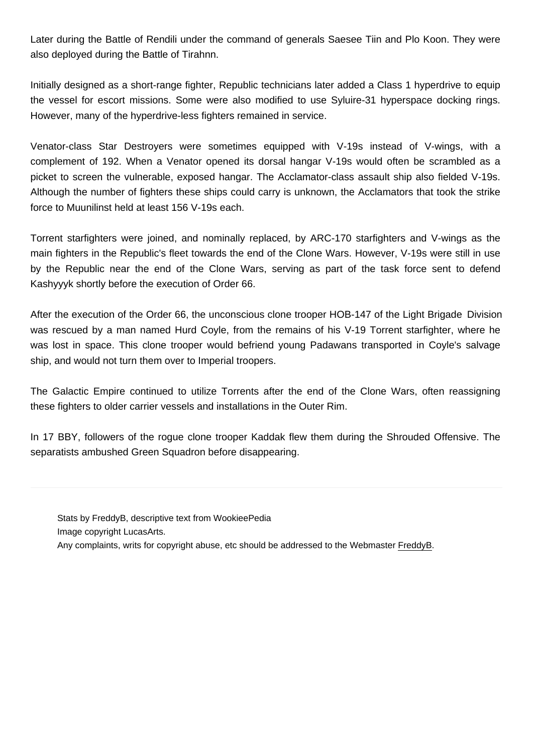Later during the Battle of Rendili under the command of generals Saesee Tiin and Plo Koon. They were also deployed during the Battle of Tirahnn.

Initially designed as a short-range fighter, Republic technicians later added a Class 1 hyperdrive to equip the vessel for escort missions. Some were also modified to use Syluire-31 hyperspace docking rings. However, many of the hyperdrive-less fighters remained in service.

Venator-class Star Destroyers were sometimes equipped with V-19s instead of V-wings, with a complement of 192. When a Venator opened its dorsal hangar V-19s would often be scrambled as a picket to screen the vulnerable, exposed hangar. The Acclamator-class assault ship also fielded V-19s. Although the number of fighters these ships could carry is unknown, the Acclamators that took the strike force to Muunilinst held at least 156 V-19s each.

Torrent starfighters were joined, and nominally replaced, by ARC-170 starfighters and V-wings as the main fighters in the Republic's fleet towards the end of the Clone Wars. However, V-19s were still in use by the Republic near the end of the Clone Wars, serving as part of the task force sent to defend Kashyyyk shortly before the execution of Order 66.

After the execution of the Order 66, the unconscious clone trooper HOB-147 of the Light Brigade Division was rescued by a man named Hurd Coyle, from the remains of his V-19 Torrent starfighter, where he was lost in space. This clone trooper would befriend young Padawans transported in Coyle's salvage ship, and would not turn them over to Imperial troopers.

The Galactic Empire continued to utilize Torrents after the end of the Clone Wars, often reassigning these fighters to older carrier vessels and installations in the Outer Rim.

In 17 BBY, followers of the rogue clone trooper Kaddak flew them during the Shrouded Offensive. The separatists ambushed Green Squadron before disappearing.

---

Stats by FreddyB, descriptive text from WookieePedia
Image copyright LucasArts.
Any complaints, writs for copyright abuse, etc should be addressed to the Webmaster FreddyB.